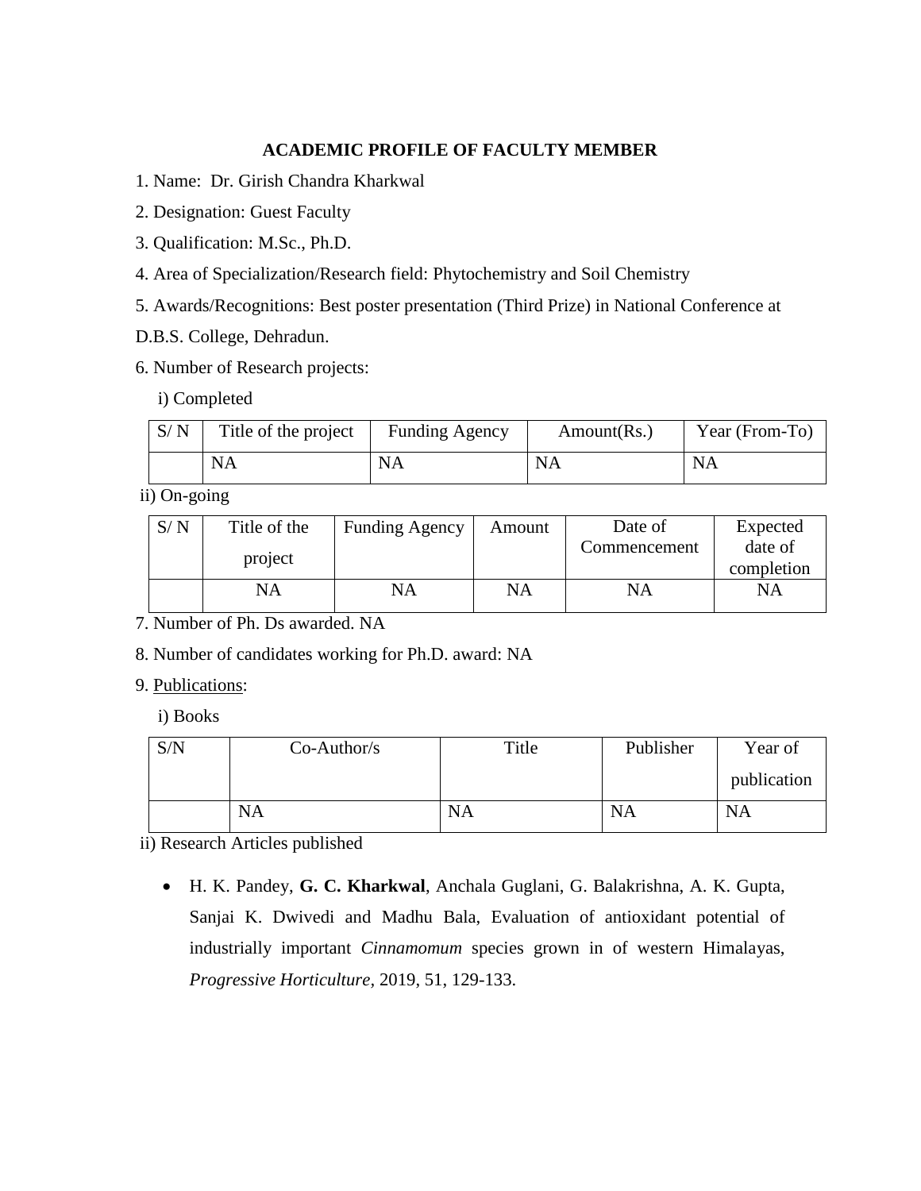# ACADEMIC PROFILE OF FACULTY MEMBER

1. Name: Dr. Girish Chandra Kharkwal
2. Designation: Guest Faculty
3. Qualification: M.Sc., Ph.D.
4. Area of Specialization/Research field: Phytochemistry and Soil Chemistry
5. Awards/Recognitions: Best poster presentation (Third Prize) in National Conference at D.B.S. College, Dehradun.
6. Number of Research projects:

i) Completed

| S/ N | Title of the project | Funding Agency | Amount(Rs.) | Year (From-To) |
|---|---|---|---|---|
| | NA | NA | NA | NA |

ii) On-going

| S/ N | Title of the project | Funding Agency | Amount | Date of Commencement | Expected date of completion |
|---|---|---|---|---|---|
| | NA | NA | NA | NA | NA |

7. Number of Ph. Ds awarded. NA
8. Number of candidates working for Ph.D. award: NA
9. Publications:

i) Books

| S/N | Co-Author/s | Title | Publisher | Year of publication |
|---|---|---|---|---|
| | NA | NA | NA | NA |

ii) Research Articles published

- H. K. Pandey, **G. C. Kharkwal**, Anchala Guglani, G. Balakrishna, A. K. Gupta, Sanjai K. Dwivedi and Madhu Bala, Evaluation of antioxidant potential of industrially important *Cinnamomum* species grown in of western Himalayas, *Progressive Horticulture*, 2019, 51, 129-133.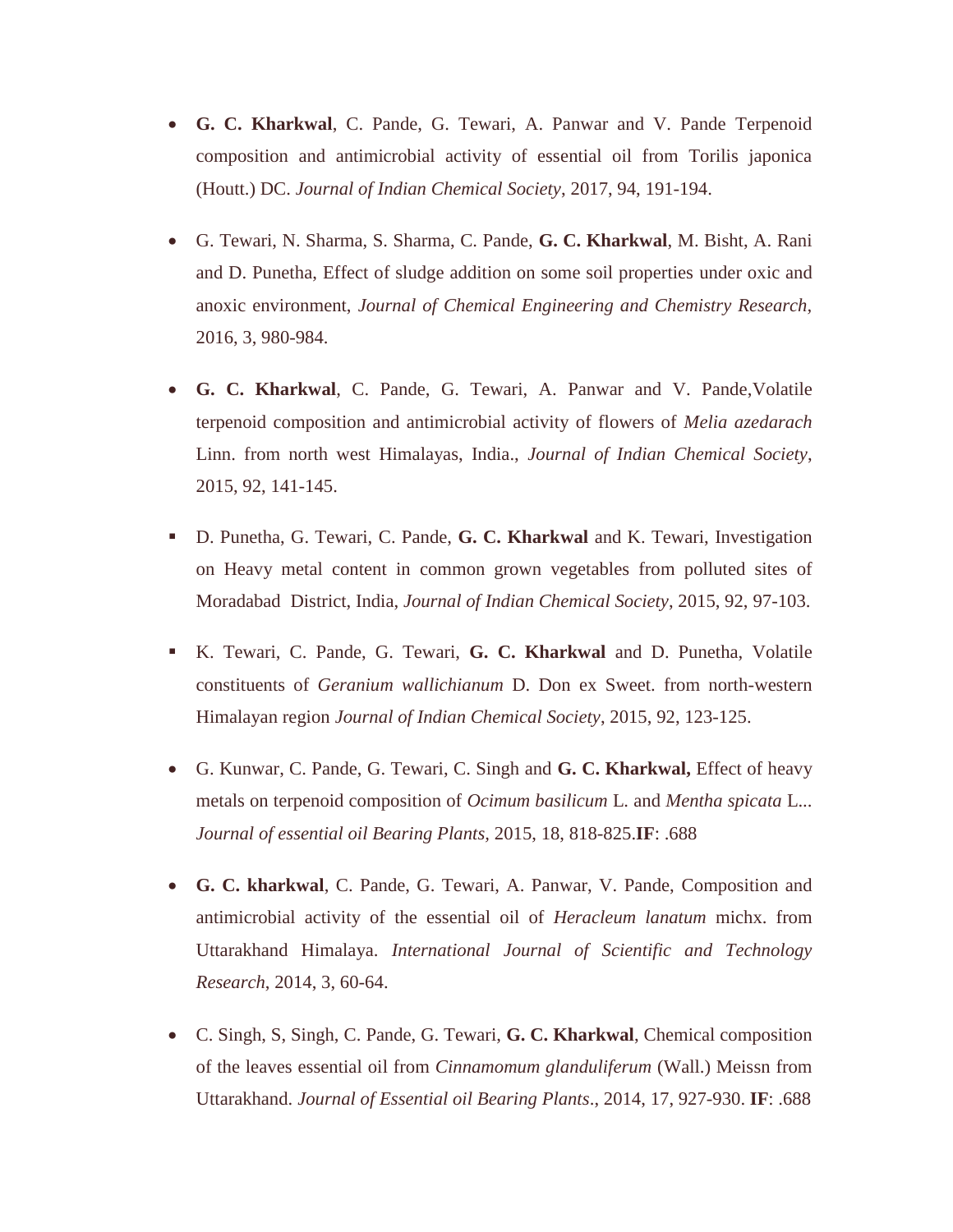- **G. C. Kharkwal**, C. Pande, G. Tewari, A. Panwar and V. Pande Terpenoid composition and antimicrobial activity of essential oil from Torilis japonica (Houtt.) DC. *Journal of Indian Chemical Society*, 2017, 94, 191-194.

- G. Tewari, N. Sharma, S. Sharma, C. Pande, **G. C. Kharkwal**, M. Bisht, A. Rani and D. Punetha, Effect of sludge addition on some soil properties under oxic and anoxic environment, *Journal of Chemical Engineering and Chemistry Research*, 2016, 3, 980-984.

- **G. C. Kharkwal**, C. Pande, G. Tewari, A. Panwar and V. Pande,Volatile terpenoid composition and antimicrobial activity of flowers of *Melia azedarach* Linn. from north west Himalayas, India., *Journal of Indian Chemical Society*, 2015, 92, 141-145.

- D. Punetha, G. Tewari, C. Pande, **G. C. Kharkwal** and K. Tewari, Investigation on Heavy metal content in common grown vegetables from polluted sites of Moradabad District, India, *Journal of Indian Chemical Society*, 2015, 92, 97-103.

- K. Tewari, C. Pande, G. Tewari, **G. C. Kharkwal** and D. Punetha, Volatile constituents of *Geranium wallichianum* D. Don ex Sweet. from north-western Himalayan region *Journal of Indian Chemical Society*, 2015, 92, 123-125.

- G. Kunwar, C. Pande, G. Tewari, C. Singh and **G. C. Kharkwal,** Effect of heavy metals on terpenoid composition of *Ocimum basilicum* L. and *Mentha spicata* L... *Journal of essential oil Bearing Plants*, 2015, 18, 818-825.**IF**: .688

- **G. C. kharkwal**, C. Pande, G. Tewari, A. Panwar, V. Pande, Composition and antimicrobial activity of the essential oil of *Heracleum lanatum* michx. from Uttarakhand Himalaya. *International Journal of Scientific and Technology Research*, 2014, 3, 60-64.

- C. Singh, S, Singh, C. Pande, G. Tewari, **G. C. Kharkwal**, Chemical composition of the leaves essential oil from *Cinnamomum glanduliferum* (Wall.) Meissn from Uttarakhand. *Journal of Essential oil Bearing Plants*., 2014, 17, 927-930. **IF**: .688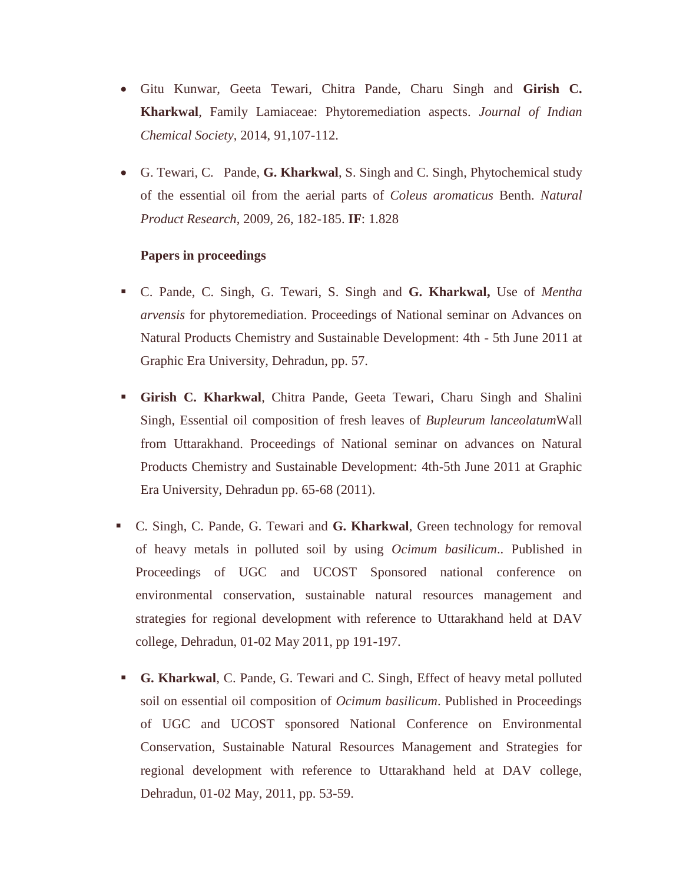- Gitu Kunwar, Geeta Tewari, Chitra Pande, Charu Singh and **Girish C. Kharkwal**, Family Lamiaceae: Phytoremediation aspects. *Journal of Indian Chemical Society*, 2014, 91,107-112.

- G. Tewari, C. Pande, **G. Kharkwal**, S. Singh and C. Singh, Phytochemical study of the essential oil from the aerial parts of *Coleus aromaticus* Benth. *Natural Product Research*, 2009, 26, 182-185. **IF**: 1.828

**Papers in proceedings**

- C. Pande, C. Singh, G. Tewari, S. Singh and **G. Kharkwal,** Use of *Mentha arvensis* for phytoremediation. Proceedings of National seminar on Advances on Natural Products Chemistry and Sustainable Development: 4th - 5th June 2011 at Graphic Era University, Dehradun, pp. 57.

- **Girish C. Kharkwal**, Chitra Pande, Geeta Tewari, Charu Singh and Shalini Singh, Essential oil composition of fresh leaves of *Bupleurum lanceolatum*Wall from Uttarakhand. Proceedings of National seminar on advances on Natural Products Chemistry and Sustainable Development: 4th-5th June 2011 at Graphic Era University, Dehradun pp. 65-68 (2011).

- C. Singh, C. Pande, G. Tewari and **G. Kharkwal**, Green technology for removal of heavy metals in polluted soil by using *Ocimum basilicum*.. Published in Proceedings of UGC and UCOST Sponsored national conference on environmental conservation, sustainable natural resources management and strategies for regional development with reference to Uttarakhand held at DAV college, Dehradun, 01-02 May 2011, pp 191-197.

- **G. Kharkwal**, C. Pande, G. Tewari and C. Singh, Effect of heavy metal polluted soil on essential oil composition of *Ocimum basilicum*. Published in Proceedings of UGC and UCOST sponsored National Conference on Environmental Conservation, Sustainable Natural Resources Management and Strategies for regional development with reference to Uttarakhand held at DAV college, Dehradun, 01-02 May, 2011, pp. 53-59.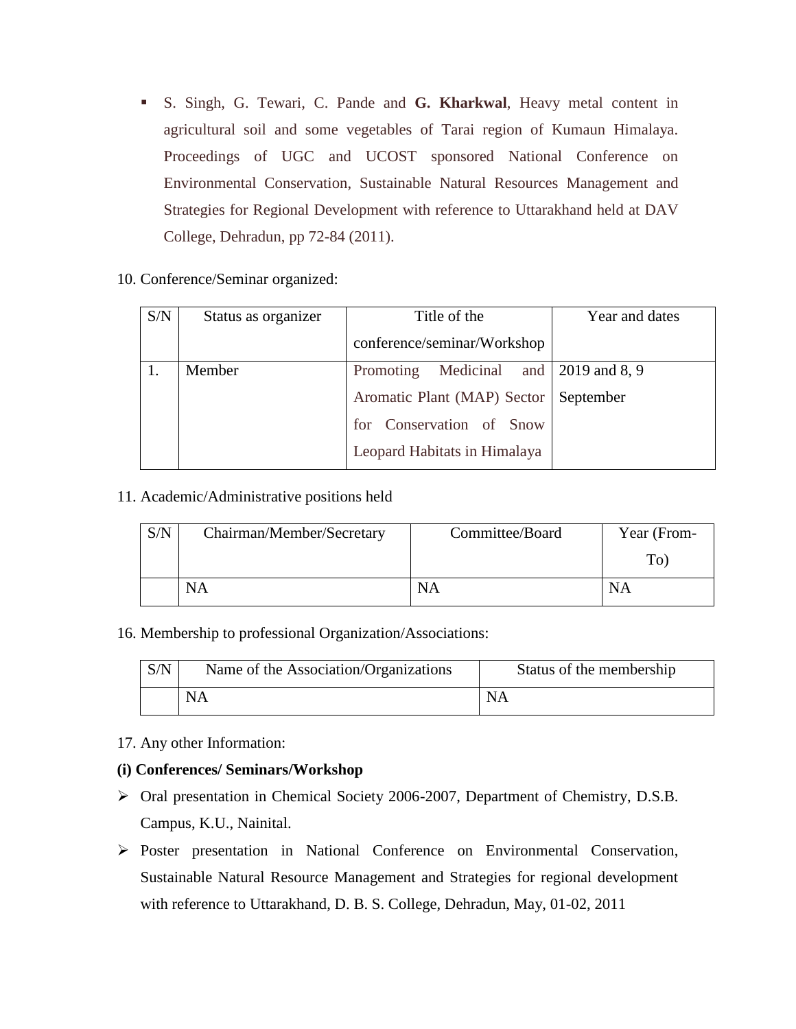- S. Singh, G. Tewari, C. Pande and **G. Kharkwal**, Heavy metal content in agricultural soil and some vegetables of Tarai region of Kumaun Himalaya. Proceedings of UGC and UCOST sponsored National Conference on Environmental Conservation, Sustainable Natural Resources Management and Strategies for Regional Development with reference to Uttarakhand held at DAV College, Dehradun, pp 72-84 (2011).

10. Conference/Seminar organized:

| S/N | Status as organizer | Title of the conference/seminar/Workshop | Year and dates |
|---|---|---|---|
| 1. | Member | Promoting Medicinal and Aromatic Plant (MAP) Sector for Conservation of Snow Leopard Habitats in Himalaya | 2019 and 8, 9 September |

11. Academic/Administrative positions held

| S/N | Chairman/Member/Secretary | Committee/Board | Year (From-To) |
|---|---|---|---|
| | NA | NA | NA |

16. Membership to professional Organization/Associations:

| S/N | Name of the Association/Organizations | Status of the membership |
|---|---|---|
| | NA | NA |

17. Any other Information:

**(i) Conferences/ Seminars/Workshop**

- Oral presentation in Chemical Society 2006-2007, Department of Chemistry, D.S.B. Campus, K.U., Nainital.
- Poster presentation in National Conference on Environmental Conservation, Sustainable Natural Resource Management and Strategies for regional development with reference to Uttarakhand, D. B. S. College, Dehradun, May, 01-02, 2011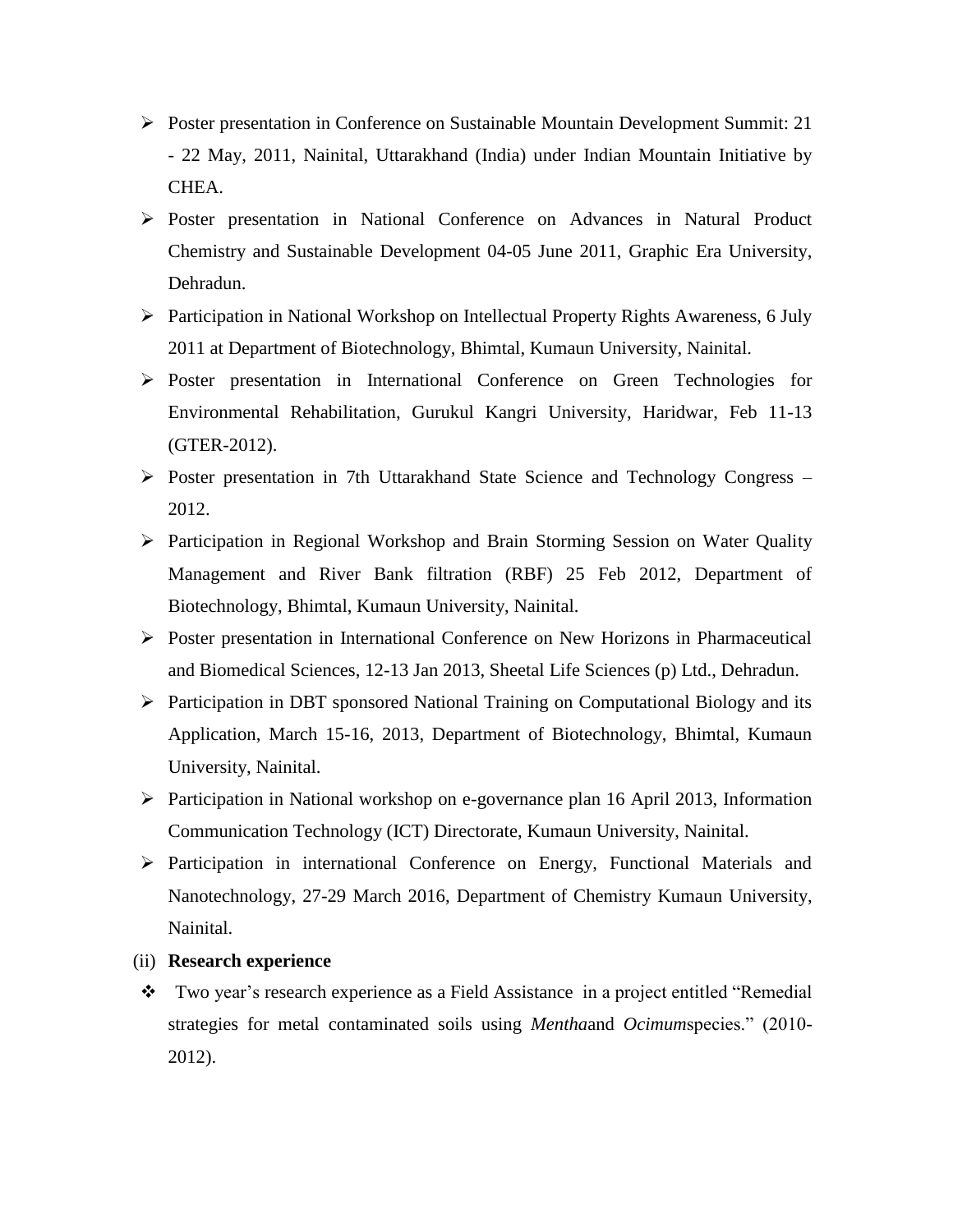- Poster presentation in Conference on Sustainable Mountain Development Summit: 21 - 22 May, 2011, Nainital, Uttarakhand (India) under Indian Mountain Initiative by CHEA.
- Poster presentation in National Conference on Advances in Natural Product Chemistry and Sustainable Development 04-05 June 2011, Graphic Era University, Dehradun.
- Participation in National Workshop on Intellectual Property Rights Awareness, 6 July 2011 at Department of Biotechnology, Bhimtal, Kumaun University, Nainital.
- Poster presentation in International Conference on Green Technologies for Environmental Rehabilitation, Gurukul Kangri University, Haridwar, Feb 11-13 (GTER-2012).
- Poster presentation in 7th Uttarakhand State Science and Technology Congress – 2012.
- Participation in Regional Workshop and Brain Storming Session on Water Quality Management and River Bank filtration (RBF) 25 Feb 2012, Department of Biotechnology, Bhimtal, Kumaun University, Nainital.
- Poster presentation in International Conference on New Horizons in Pharmaceutical and Biomedical Sciences, 12-13 Jan 2013, Sheetal Life Sciences (p) Ltd., Dehradun.
- Participation in DBT sponsored National Training on Computational Biology and its Application, March 15-16, 2013, Department of Biotechnology, Bhimtal, Kumaun University, Nainital.
- Participation in National workshop on e-governance plan 16 April 2013, Information Communication Technology (ICT) Directorate, Kumaun University, Nainital.
- Participation in international Conference on Energy, Functional Materials and Nanotechnology, 27-29 March 2016, Department of Chemistry Kumaun University, Nainital.

(ii) **Research experience**

- Two year's research experience as a Field Assistance in a project entitled "Remedial strategies for metal contaminated soils using *Mentha*and *Ocimum*species." (2010-2012).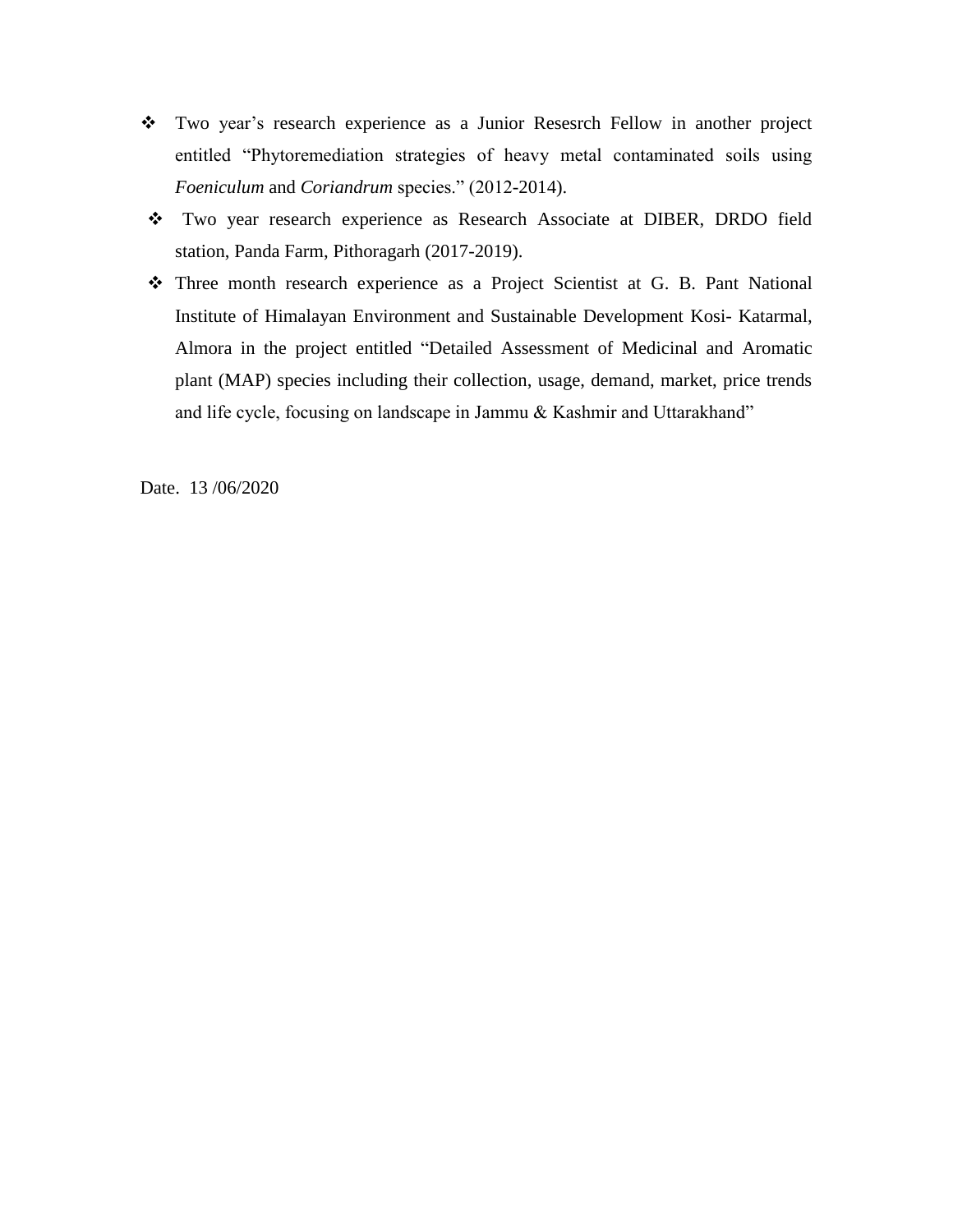- Two year's research experience as a Junior Resesrch Fellow in another project entitled "Phytoremediation strategies of heavy metal contaminated soils using *Foeniculum* and *Coriandrum* species." (2012-2014).
- Two year research experience as Research Associate at DIBER, DRDO field station, Panda Farm, Pithoragarh (2017-2019).
- Three month research experience as a Project Scientist at G. B. Pant National Institute of Himalayan Environment and Sustainable Development Kosi- Katarmal, Almora in the project entitled "Detailed Assessment of Medicinal and Aromatic plant (MAP) species including their collection, usage, demand, market, price trends and life cycle, focusing on landscape in Jammu & Kashmir and Uttarakhand"

Date. 13 /06/2020